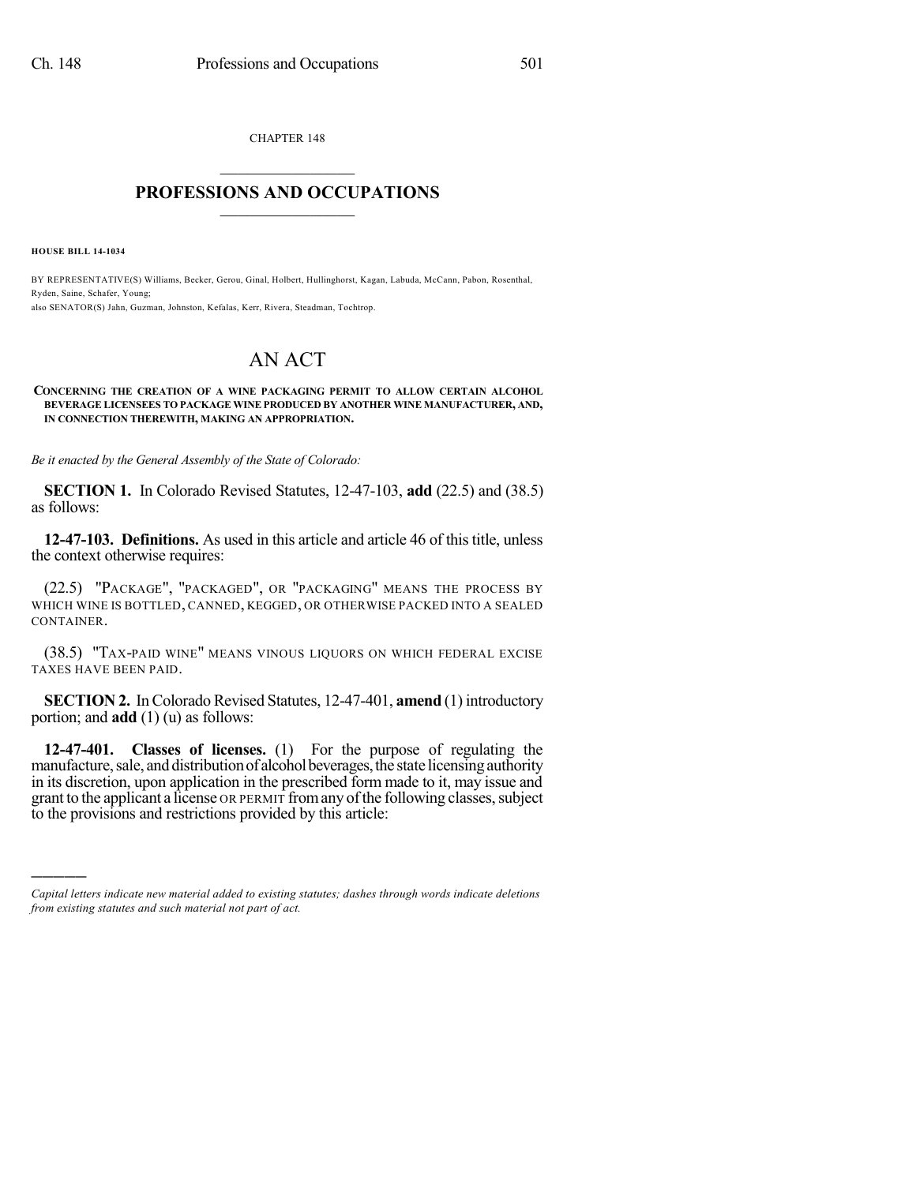CHAPTER 148

# PROFESSIONS AND OCCUPATIONS

**HOUSE BILL 14-1034**

BY REPRESENTATIVE(S) Williams, Becker, Gerou, Ginal, Holbert, Hullinghorst, Kagan, Labuda, McCann, Pabon, Rosenthal, Ryden, Saine, Schafer, Young;
also SENATOR(S) Jahn, Guzman, Johnston, Kefalas, Kerr, Rivera, Steadman, Tochtrop.

# AN ACT

**CONCERNING THE CREATION OF A WINE PACKAGING PERMIT TO ALLOW CERTAIN ALCOHOL BEVERAGE LICENSEES TO PACKAGE WINE PRODUCED BY ANOTHER WINE MANUFACTURER, AND, IN CONNECTION THEREWITH, MAKING AN APPROPRIATION.**

*Be it enacted by the General Assembly of the State of Colorado:*

**SECTION 1.** In Colorado Revised Statutes, 12-47-103, **add** (22.5) and (38.5) as follows:

**12-47-103. Definitions.** As used in this article and article 46 of this title, unless the context otherwise requires:

(22.5) "PACKAGE", "PACKAGED", OR "PACKAGING" MEANS THE PROCESS BY WHICH WINE IS BOTTLED, CANNED, KEGGED, OR OTHERWISE PACKED INTO A SEALED CONTAINER.

(38.5) "TAX-PAID WINE" MEANS VINOUS LIQUORS ON WHICH FEDERAL EXCISE TAXES HAVE BEEN PAID.

**SECTION 2.** In Colorado Revised Statutes, 12-47-401, **amend** (1) introductory portion; and **add** (1) (u) as follows:

**12-47-401. Classes of licenses.** (1) For the purpose of regulating the manufacture, sale, and distribution of alcohol beverages, the state licensing authority in its discretion, upon application in the prescribed form made to it, may issue and grant to the applicant a license OR PERMIT from any of the following classes, subject to the provisions and restrictions provided by this article:

---

*Capital letters indicate new material added to existing statutes; dashes through words indicate deletions from existing statutes and such material not part of act.*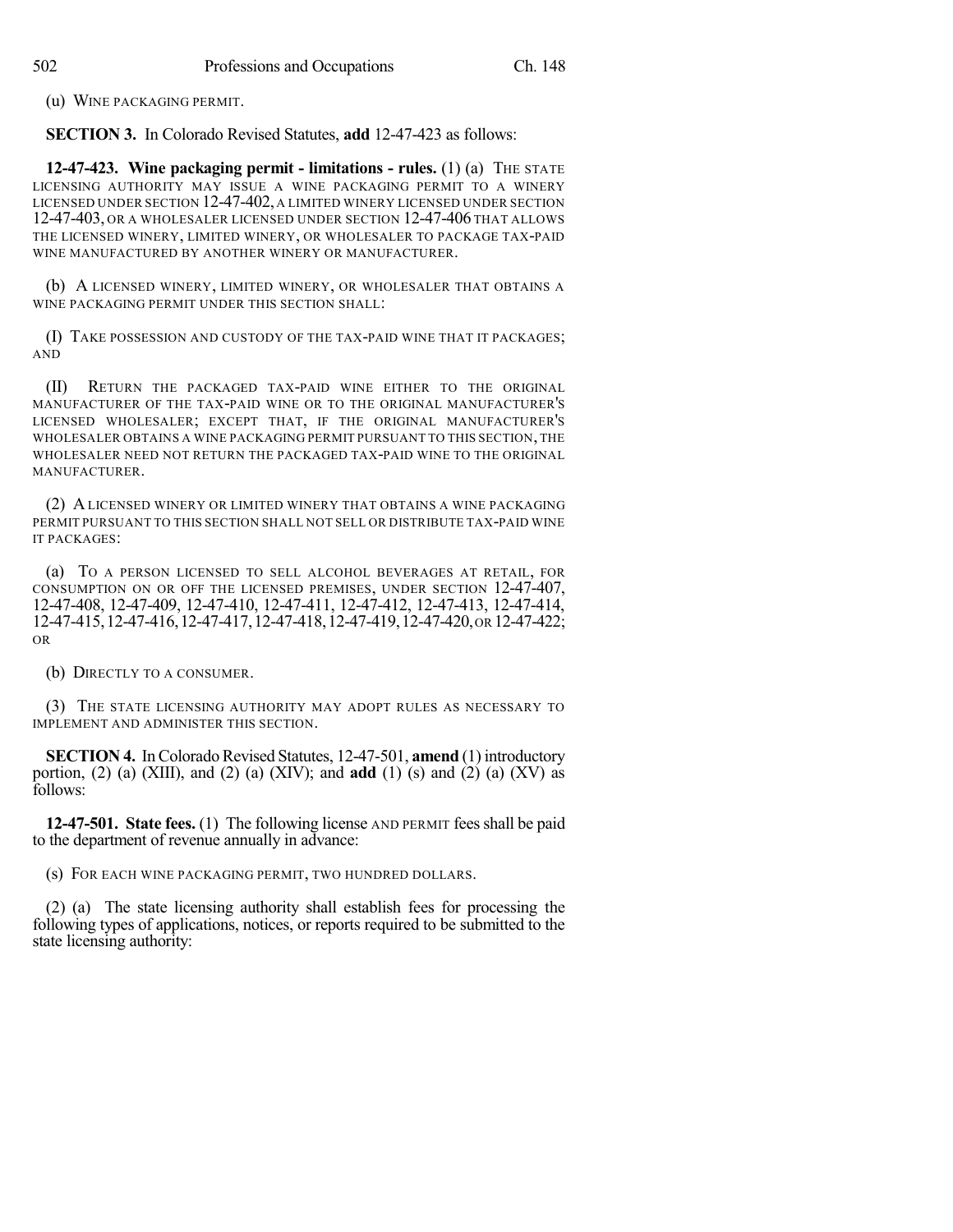(u) WINE PACKAGING PERMIT.

**SECTION 3.** In Colorado Revised Statutes, **add** 12-47-423 as follows:

**12-47-423. Wine packaging permit - limitations - rules.** (1) (a) THE STATE LICENSING AUTHORITY MAY ISSUE A WINE PACKAGING PERMIT TO A WINERY LICENSED UNDER SECTION 12-47-402, A LIMITED WINERY LICENSED UNDER SECTION 12-47-403, OR A WHOLESALER LICENSED UNDER SECTION 12-47-406 THAT ALLOWS THE LICENSED WINERY, LIMITED WINERY, OR WHOLESALER TO PACKAGE TAX-PAID WINE MANUFACTURED BY ANOTHER WINERY OR MANUFACTURER.

(b) A LICENSED WINERY, LIMITED WINERY, OR WHOLESALER THAT OBTAINS A WINE PACKAGING PERMIT UNDER THIS SECTION SHALL:

(I) TAKE POSSESSION AND CUSTODY OF THE TAX-PAID WINE THAT IT PACKAGES; AND

(II) RETURN THE PACKAGED TAX-PAID WINE EITHER TO THE ORIGINAL MANUFACTURER OF THE TAX-PAID WINE OR TO THE ORIGINAL MANUFACTURER'S LICENSED WHOLESALER; EXCEPT THAT, IF THE ORIGINAL MANUFACTURER'S WHOLESALER OBTAINS A WINE PACKAGING PERMIT PURSUANT TO THIS SECTION, THE WHOLESALER NEED NOT RETURN THE PACKAGED TAX-PAID WINE TO THE ORIGINAL MANUFACTURER.

(2) A LICENSED WINERY OR LIMITED WINERY THAT OBTAINS A WINE PACKAGING PERMIT PURSUANT TO THIS SECTION SHALL NOT SELL OR DISTRIBUTE TAX-PAID WINE IT PACKAGES:

(a) TO A PERSON LICENSED TO SELL ALCOHOL BEVERAGES AT RETAIL, FOR CONSUMPTION ON OR OFF THE LICENSED PREMISES, UNDER SECTION 12-47-407, 12-47-408, 12-47-409, 12-47-410, 12-47-411, 12-47-412, 12-47-413, 12-47-414, 12-47-415, 12-47-416, 12-47-417, 12-47-418, 12-47-419, 12-47-420, OR 12-47-422; OR

(b) DIRECTLY TO A CONSUMER.

(3) THE STATE LICENSING AUTHORITY MAY ADOPT RULES AS NECESSARY TO IMPLEMENT AND ADMINISTER THIS SECTION.

**SECTION 4.** In Colorado Revised Statutes, 12-47-501, **amend** (1) introductory portion, (2) (a) (XIII), and (2) (a) (XIV); and **add** (1) (s) and (2) (a) (XV) as follows:

**12-47-501. State fees.** (1) The following license AND PERMIT fees shall be paid to the department of revenue annually in advance:

(s) FOR EACH WINE PACKAGING PERMIT, TWO HUNDRED DOLLARS.

(2) (a) The state licensing authority shall establish fees for processing the following types of applications, notices, or reports required to be submitted to the state licensing authority: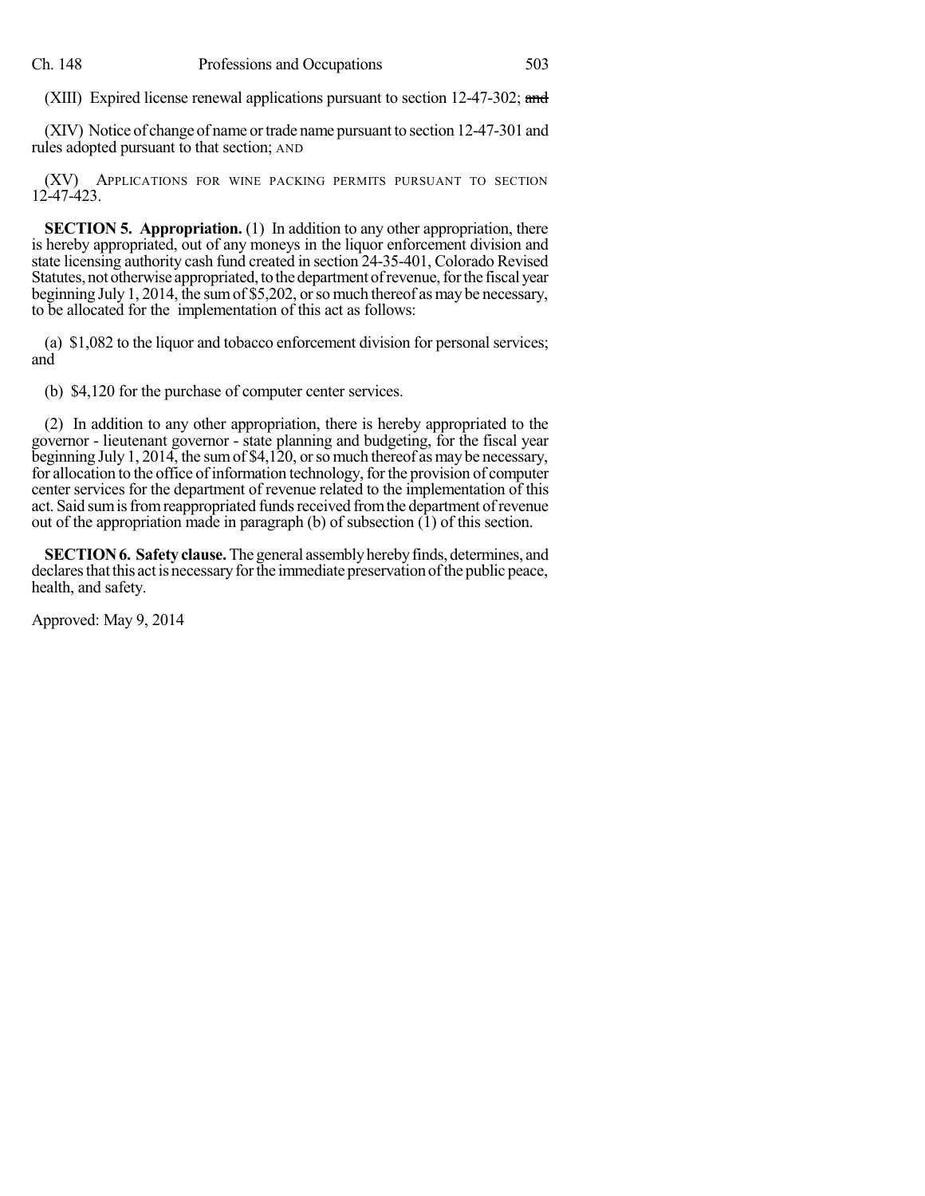(XIII) Expired license renewal applications pursuant to section 12-47-302; ~~and~~

(XIV) Notice of change of name or trade name pursuant to section 12-47-301 and rules adopted pursuant to that section; AND

(XV) APPLICATIONS FOR WINE PACKING PERMITS PURSUANT TO SECTION 12-47-423.

**SECTION 5. Appropriation.** (1) In addition to any other appropriation, there is hereby appropriated, out of any moneys in the liquor enforcement division and state licensing authority cash fund created in section 24-35-401, Colorado Revised Statutes, not otherwise appropriated, to the department of revenue, for the fiscal year beginning July 1, 2014, the sum of $5,202, or so much thereof as may be necessary, to be allocated for the implementation of this act as follows:

(a) $1,082 to the liquor and tobacco enforcement division for personal services; and

(b) $4,120 for the purchase of computer center services.

(2) In addition to any other appropriation, there is hereby appropriated to the governor - lieutenant governor - state planning and budgeting, for the fiscal year beginning July 1, 2014, the sum of $4,120, or so much thereof as may be necessary, for allocation to the office of information technology, for the provision of computer center services for the department of revenue related to the implementation of this act. Said sum is from reappropriated funds received from the department of revenue out of the appropriation made in paragraph (b) of subsection (1) of this section.

**SECTION 6. Safety clause.** The general assembly hereby finds, determines, and declares that this act is necessary for the immediate preservation of the public peace, health, and safety.

Approved: May 9, 2014